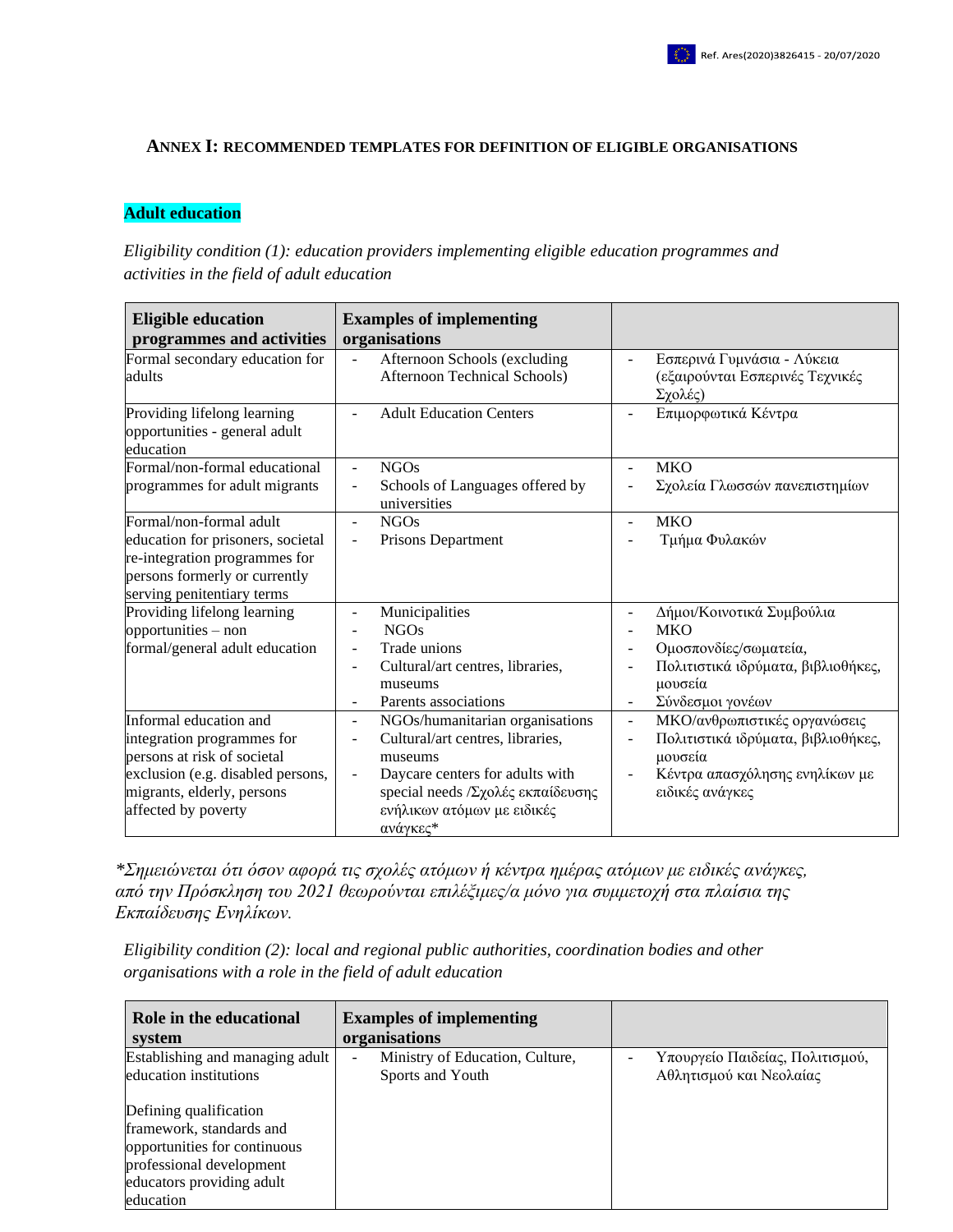## ANNEX I: RECOMMENDED TEMPLATES FOR DEFINITION OF ELIGIBLE ORGANISATIONS

### Adult education

*Eligibility condition (1): education providers implementing eligible education programmes and activities in the field of adult education*

| Eligible education programmes and activities | Examples of implementing organisations | |
|---|---|---|
| Formal secondary education for adults | - Afternoon Schools (excluding Afternoon Technical Schools) | - Εσπερινά Γυμνάσια - Λύκεια (εξαιρούνται Εσπερινές Τεχνικές Σχολές) |
| Providing lifelong learning opportunities - general adult education | - Adult Education Centers | - Επιμορφωτικά Κέντρα |
| Formal/non-formal educational programmes for adult migrants | - NGOs<br>- Schools of Languages offered by universities | - ΜΚΟ<br>- Σχολεία Γλωσσών πανεπιστημίων |
| Formal/non-formal adult education for prisoners, societal re-integration programmes for persons formerly or currently serving penitentiary terms | - NGOs<br>- Prisons Department | - ΜΚΟ<br>- Τμήμα Φυλακών |
| Providing lifelong learning opportunities – non formal/general adult education | - Municipalities<br>- NGOs<br>- Trade unions<br>- Cultural/art centres, libraries, museums<br>- Parents associations | - Δήμοι/Κοινοτικά Συμβούλια<br>- ΜΚΟ<br>- Ομοσπονδίες/σωματεία,<br>- Πολιτιστικά ιδρύματα, βιβλιοθήκες, μουσεία<br>- Σύνδεσμοι γονέων |
| Informal education and integration programmes for persons at risk of societal exclusion (e.g. disabled persons, migrants, elderly, persons affected by poverty | - NGOs/humanitarian organisations<br>- Cultural/art centres, libraries, museums<br>- Daycare centers for adults with special needs /Σχολές εκπαίδευσης ενήλικων ατόμων με ειδικές ανάγκες* | - ΜΚΟ/ανθρωπιστικές οργανώσεις<br>- Πολιτιστικά ιδρύματα, βιβλιοθήκες, μουσεία<br>- Κέντρα απασχόλησης ενηλίκων με ειδικές ανάγκες |

*\*Σημειώνεται ότι όσον αφορά τις σχολές ατόμων ή κέντρα ημέρας ατόμων με ειδικές ανάγκες, από την Πρόσκληση του 2021 θεωρούνται επιλέξιμες/α μόνο για συμμετοχή στα πλαίσια της Εκπαίδευσης Ενηλίκων.*

*Eligibility condition (2): local and regional public authorities, coordination bodies and other organisations with a role in the field of adult education*

| Role in the educational system | Examples of implementing organisations | |
|---|---|---|
| Establishing and managing adult education institutions<br><br>Defining qualification framework, standards and opportunities for continuous professional development educators providing adult education | - Ministry of Education, Culture, Sports and Youth | - Υπουργείο Παιδείας, Πολιτισμού, Αθλητισμού και Νεολαίας |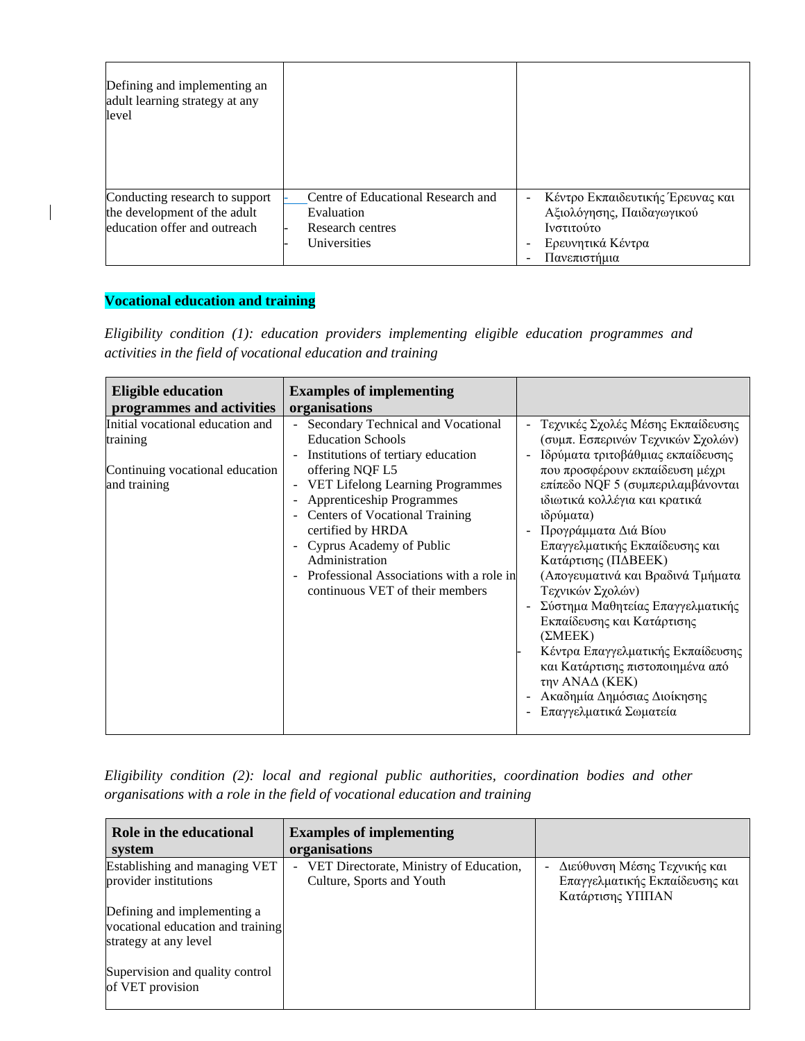| | | |
|---|---|---|
| Defining and implementing an adult learning strategy at any level | | |
| Conducting research to support the development of the adult education offer and outreach | - Centre of Educational Research and Evaluation<br>- Research centres<br>- Universities | - Κέντρο Εκπαιδευτικής Έρευνας και Αξιολόγησης, Παιδαγωγικού Ινστιτούτο<br>- Ερευνητικά Κέντρα<br>- Πανεπιστήμια |

**Vocational education and training**

*Eligibility condition (1): education providers implementing eligible education programmes and activities in the field of vocational education and training*

| Eligible education programmes and activities | Examples of implementing organisations | |
|---|---|---|
| Initial vocational education and training<br><br>Continuing vocational education and training | - Secondary Technical and Vocational Education Schools<br>- Institutions of tertiary education offering NQF L5<br>- VET Lifelong Learning Programmes<br>- Apprenticeship Programmes<br>- Centers of Vocational Training certified by HRDA<br>- Cyprus Academy of Public Administration<br>- Professional Associations with a role in continuous VET of their members | - Τεχνικές Σχολές Μέσης Εκπαίδευσης (συμπ. Εσπερινών Τεχνικών Σχολών)<br>- Ιδρύματα τριτοβάθμιας εκπαίδευσης που προσφέρουν εκπαίδευση μέχρι επίπεδο NQF 5 (συμπεριλαμβάνονται ιδιωτικά κολλέγια και κρατικά ιδρύματα)<br>- Προγράμματα Διά Βίου Επαγγελματικής Εκπαίδευσης και Κατάρτισης (ΠΔΒΕΕΚ) (Απογευματινά και Βραδινά Τμήματα Τεχνικών Σχολών)<br>- Σύστημα Μαθητείας Επαγγελματικής Εκπαίδευσης και Κατάρτισης (ΣΜΕΕΚ)<br>- Κέντρα Επαγγελματικής Εκπαίδευσης και Κατάρτισης πιστοποιημένα από την ΑΝΑΔ (ΚΕΚ)<br>- Ακαδημία Δημόσιας Διοίκησης<br>- Επαγγελματικά Σωματεία |

*Eligibility condition (2): local and regional public authorities, coordination bodies and other organisations with a role in the field of vocational education and training*

| Role in the educational system | Examples of implementing organisations | |
|---|---|---|
| Establishing and managing VET provider institutions<br><br>Defining and implementing a vocational education and training strategy at any level<br><br>Supervision and quality control of VET provision | - VET Directorate, Ministry of Education, Culture, Sports and Youth | - Διεύθυνση Μέσης Τεχνικής και Επαγγελματικής Εκπαίδευσης και Κατάρτισης ΥΠΠΑΝ |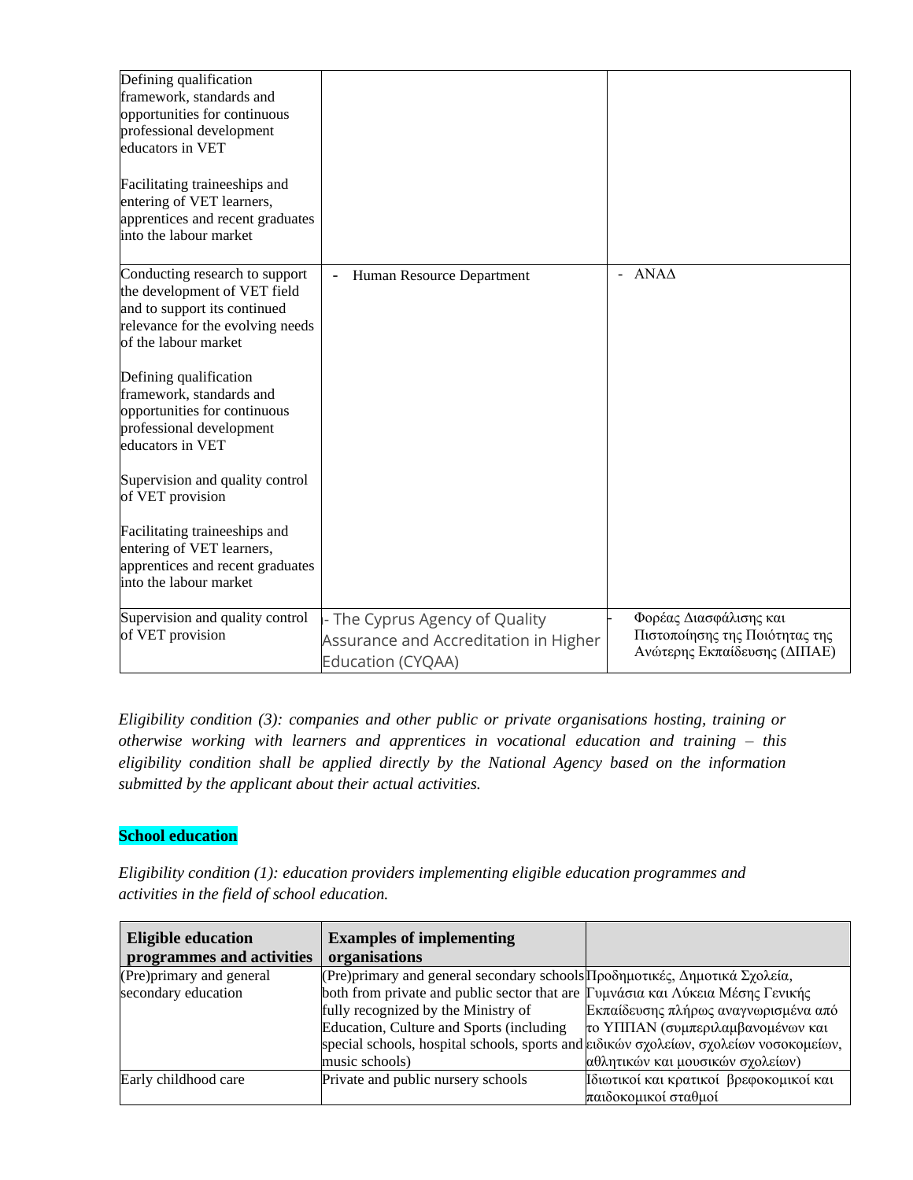| | | |
|---|---|---|
| Defining qualification framework, standards and opportunities for continuous professional development educators in VET<br><br>Facilitating traineeships and entering of VET learners, apprentices and recent graduates into the labour market | | |
| Conducting research to support the development of VET field and to support its continued relevance for the evolving needs of the labour market<br><br>Defining qualification framework, standards and opportunities for continuous professional development educators in VET<br><br>Supervision and quality control of VET provision<br><br>Facilitating traineeships and entering of VET learners, apprentices and recent graduates into the labour market | - Human Resource Department | - ΑΝΑΔ |
| Supervision and quality control of VET provision | - The Cyprus Agency of Quality Assurance and Accreditation in Higher Education (CYQAA) | - Φορέας Διασφάλισης και Πιστοποίησης της Ποιότητας της Ανώτερης Εκπαίδευσης (ΔΙΠΑΕ) |

*Eligibility condition (3): companies and other public or private organisations hosting, training or otherwise working with learners and apprentices in vocational education and training – this eligibility condition shall be applied directly by the National Agency based on the information submitted by the applicant about their actual activities.*

## School education

*Eligibility condition (1): education providers implementing eligible education programmes and activities in the field of school education.*

| Eligible education programmes and activities | Examples of implementing organisations | |
|---|---|---|
| (Pre)primary and general secondary education | (Pre)primary and general secondary schools both from private and public sector that are fully recognized by the Ministry of Education, Culture and Sports (including special schools, hospital schools, sports and music schools) | Προδημοτικές, Δημοτικά Σχολεία, Γυμνάσια και Λύκεια Μέσης Γενικής Εκπαίδευσης πλήρως αναγνωρισμένα από το ΥΠΠΑΝ (συμπεριλαμβανομένων και ειδικών σχολείων, σχολείων νοσοκομείων, αθλητικών και μουσικών σχολείων) |
| Early childhood care | Private and public nursery schools | Ιδιωτικοί και κρατικοί βρεφοκομικοί και παιδοκομικοί σταθμοί |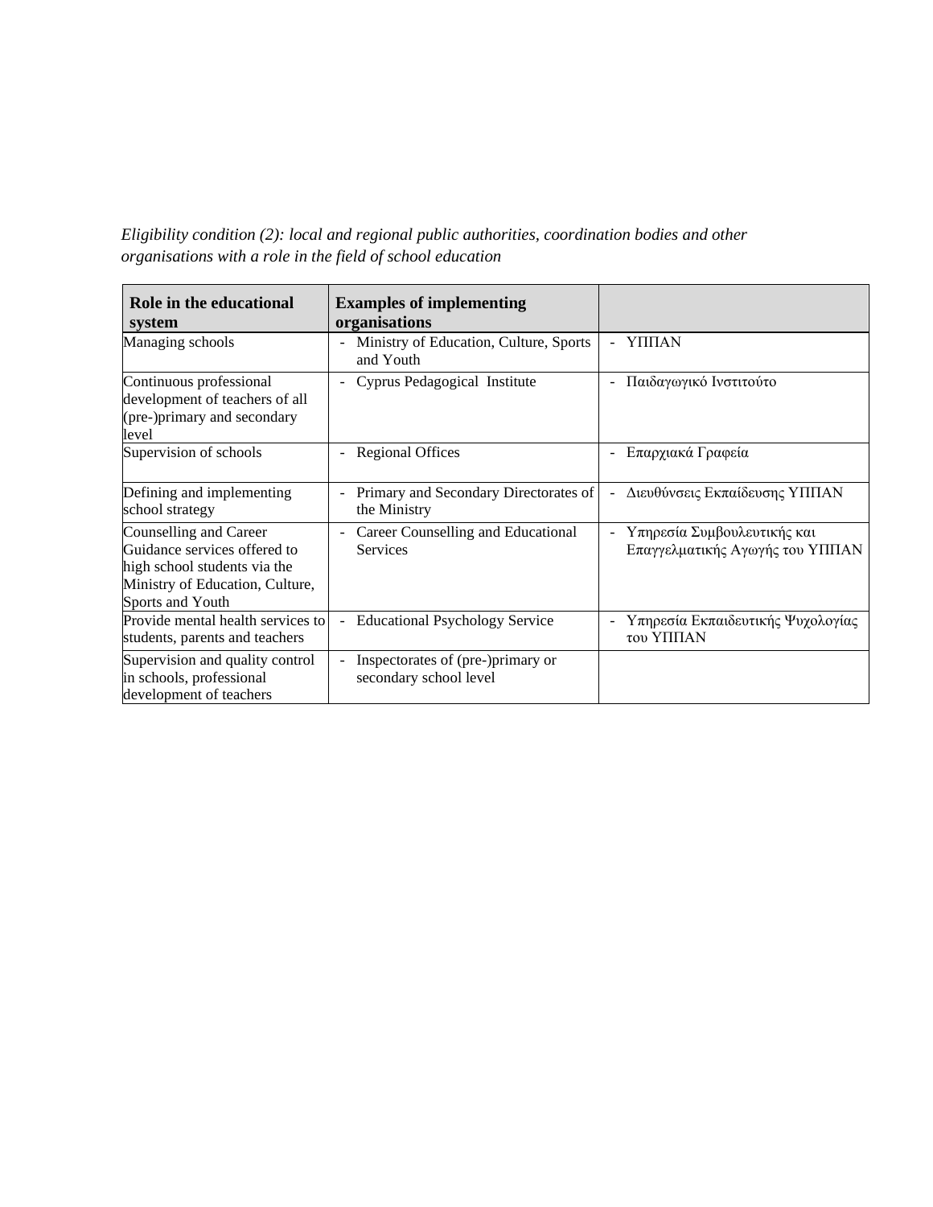*Eligibility condition (2): local and regional public authorities, coordination bodies and other organisations with a role in the field of school education*

| Role in the educational system | Examples of implementing organisations | |
|---|---|---|
| Managing schools | - Ministry of Education, Culture, Sports and Youth | - ΥΠΠΑΝ |
| Continuous professional development of teachers of all (pre-)primary and secondary level | - Cyprus Pedagogical Institute | - Παιδαγωγικό Ινστιτούτο |
| Supervision of schools | - Regional Offices | - Επαρχιακά Γραφεία |
| Defining and implementing school strategy | - Primary and Secondary Directorates of the Ministry | - Διευθύνσεις Εκπαίδευσης ΥΠΠΑΝ |
| Counselling and Career Guidance services offered to high school students via the Ministry of Education, Culture, Sports and Youth | - Career Counselling and Educational Services | - Υπηρεσία Συμβουλευτικής και Επαγγελματικής Αγωγής του ΥΠΠΑΝ |
| Provide mental health services to students, parents and teachers | - Educational Psychology Service | - Υπηρεσία Εκπαιδευτικής Ψυχολογίας του ΥΠΠΑΝ |
| Supervision and quality control in schools, professional development of teachers | - Inspectorates of (pre-)primary or secondary school level | |